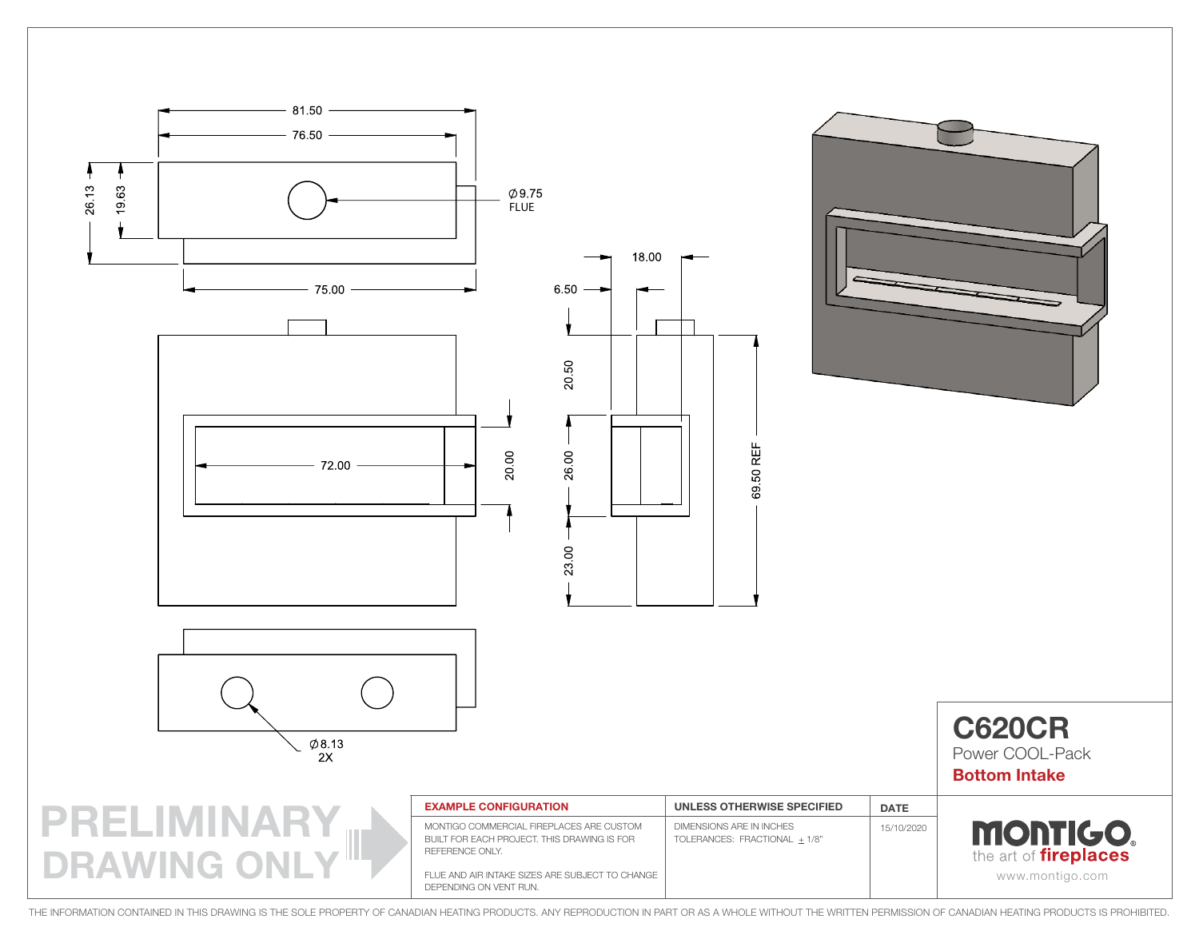81.50

76.50

26.13

19.63

Ø9.75
FLUE

75.00

18.00

6.50

20.50

72.00

20.00

26.00

69.50 REF

23.00

Ø8.13
2X

# C620CR

Power COOL-Pack

**Bottom Intake**

PRELIMINARY DRAWING ONLY

| EXAMPLE CONFIGURATION | UNLESS OTHERWISE SPECIFIED | DATE |
|---|---|---|
| MONTIGO COMMERCIAL FIREPLACES ARE CUSTOM BUILT FOR EACH PROJECT. THIS DRAWING IS FOR REFERENCE ONLY.<br><br>FLUE AND AIR INTAKE SIZES ARE SUBJECT TO CHANGE DEPENDING ON VENT RUN. | DIMENSIONS ARE IN INCHES<br>TOLERANCES: FRACTIONAL ± 1/8" | 15/10/2020 |

MONTIGO®
the art of fireplaces
www.montigo.com

THE INFORMATION CONTAINED IN THIS DRAWING IS THE SOLE PROPERTY OF CANADIAN HEATING PRODUCTS. ANY REPRODUCTION IN PART OR AS A WHOLE WITHOUT THE WRITTEN PERMISSION OF CANADIAN HEATING PRODUCTS IS PROHIBITED.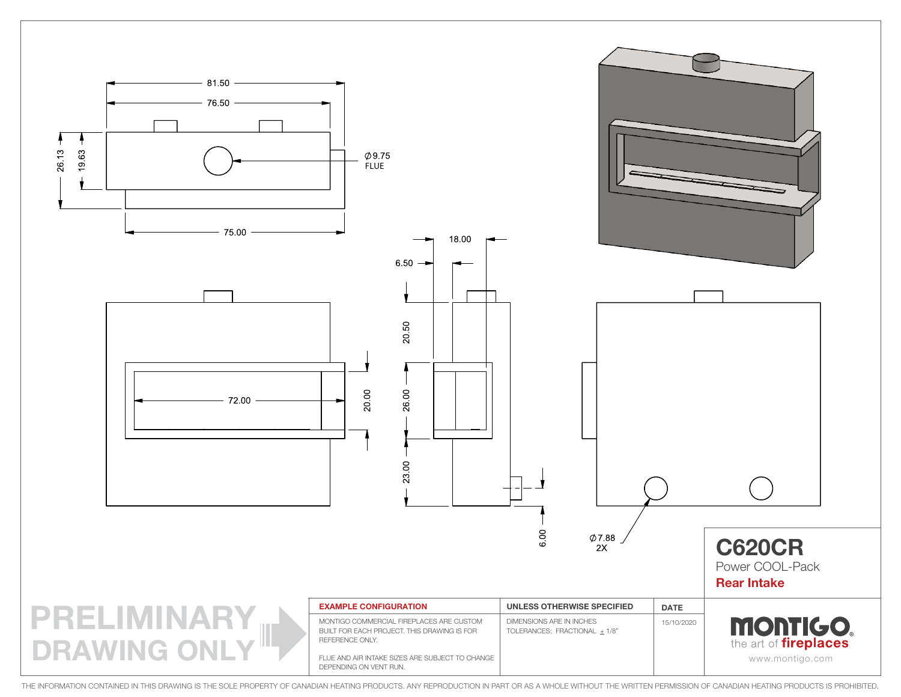81.50

76.50

26.13

19.63

Ø9.75
FLUE

75.00

18.00

6.50

20.50

72.00

20.00

26.00

23.00

6.00

Ø7.88
2X

# C620CR

Power COOL-Pack

**Rear Intake**

| EXAMPLE CONFIGURATION | UNLESS OTHERWISE SPECIFIED | DATE |
|---|---|---|
| MONTIGO COMMERCIAL FIREPLACES ARE CUSTOM BUILT FOR EACH PROJECT. THIS DRAWING IS FOR REFERENCE ONLY.<br><br>FLUE AND AIR INTAKE SIZES ARE SUBJECT TO CHANGE DEPENDING ON VENT RUN. | DIMENSIONS ARE IN INCHES<br>TOLERANCES: FRACTIONAL ± 1/8" | 15/10/2020 |

PRELIMINARY DRAWING ONLY

MONTIGO
the art of fireplaces
www.montigo.com

THE INFORMATION CONTAINED IN THIS DRAWING IS THE SOLE PROPERTY OF CANADIAN HEATING PRODUCTS. ANY REPRODUCTION IN PART OR AS A WHOLE WITHOUT THE WRITTEN PERMISSION OF CANADIAN HEATING PRODUCTS IS PROHIBITED.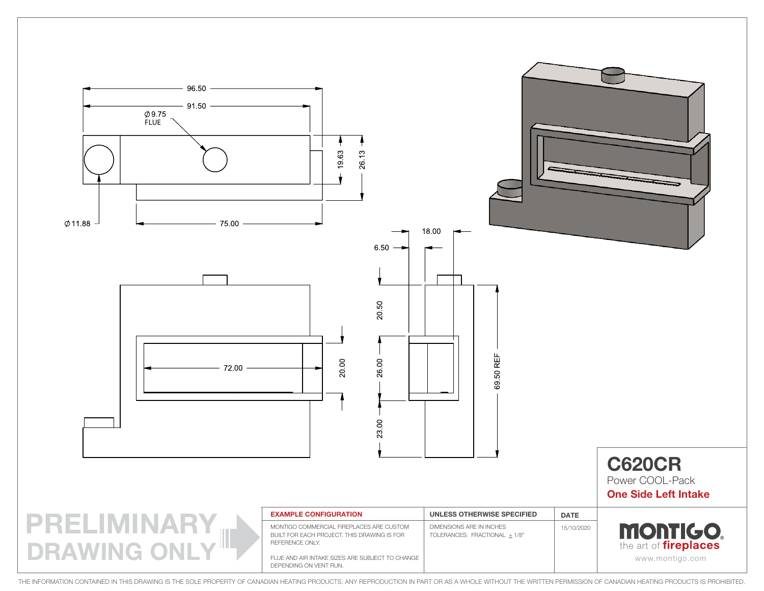96.50

91.50

∅9.75
FLUE

19.63

26.13

∅11.88

75.00

18.00

6.50

20.50

72.00

20.00

26.00

69.50 REF

23.00

# C620CR

Power COOL-Pack

**One Side Left Intake**

PRELIMINARY DRAWING ONLY

| EXAMPLE CONFIGURATION | UNLESS OTHERWISE SPECIFIED | DATE |
|---|---|---|
| MONTIGO COMMERCIAL FIREPLACES ARE CUSTOM BUILT FOR EACH PROJECT. THIS DRAWING IS FOR REFERENCE ONLY.<br><br>FLUE AND AIR INTAKE SIZES ARE SUBJECT TO CHANGE DEPENDING ON VENT RUN. | DIMENSIONS ARE IN INCHES<br>TOLERANCES: FRACTIONAL ± 1/8" | 15/10/2020 |

MONTIGO® the art of fireplaces

www.montigo.com

THE INFORMATION CONTAINED IN THIS DRAWING IS THE SOLE PROPERTY OF CANADIAN HEATING PRODUCTS. ANY REPRODUCTION IN PART OR AS A WHOLE WITHOUT THE WRITTEN PERMISSION OF CANADIAN HEATING PRODUCTS IS PROHIBITED.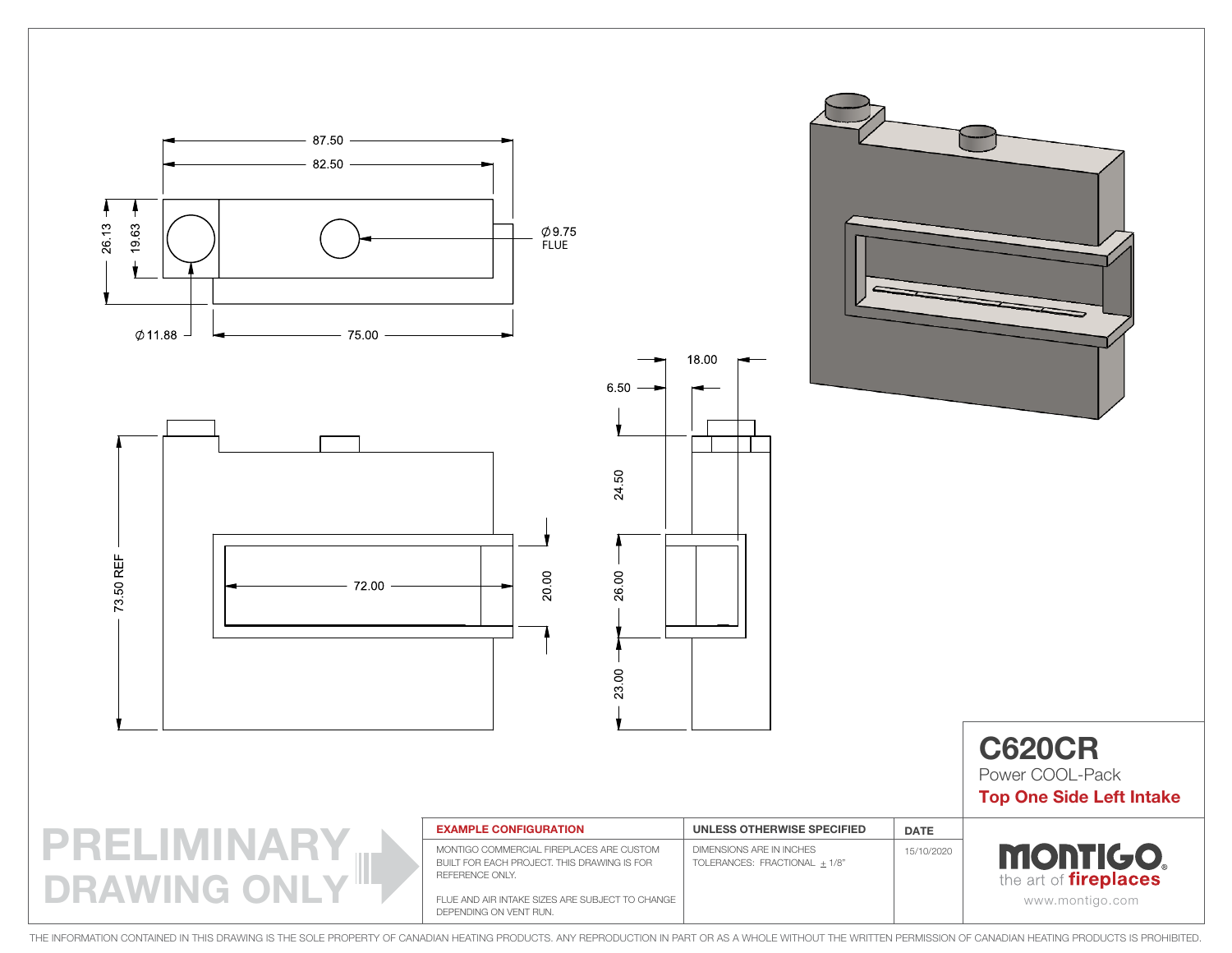87.50

82.50

26.13

19.63

Ø9.75
FLUE

Ø11.88

75.00

18.00

6.50

24.50

73.50 REF

72.00

20.00

26.00

23.00

# C620CR

Power COOL-Pack

**Top One Side Left Intake**

PRELIMINARY DRAWING ONLY

| EXAMPLE CONFIGURATION | UNLESS OTHERWISE SPECIFIED | DATE |
|---|---|---|
| MONTIGO COMMERCIAL FIREPLACES ARE CUSTOM BUILT FOR EACH PROJECT. THIS DRAWING IS FOR REFERENCE ONLY.<br><br>FLUE AND AIR INTAKE SIZES ARE SUBJECT TO CHANGE DEPENDING ON VENT RUN. | DIMENSIONS ARE IN INCHES<br>TOLERANCES: FRACTIONAL ± 1/8" | 15/10/2020 |

MONTIGO®
the art of **fireplaces**
www.montigo.com

THE INFORMATION CONTAINED IN THIS DRAWING IS THE SOLE PROPERTY OF CANADIAN HEATING PRODUCTS. ANY REPRODUCTION IN PART OR AS A WHOLE WITHOUT THE WRITTEN PERMISSION OF CANADIAN HEATING PRODUCTS IS PROHIBITED.